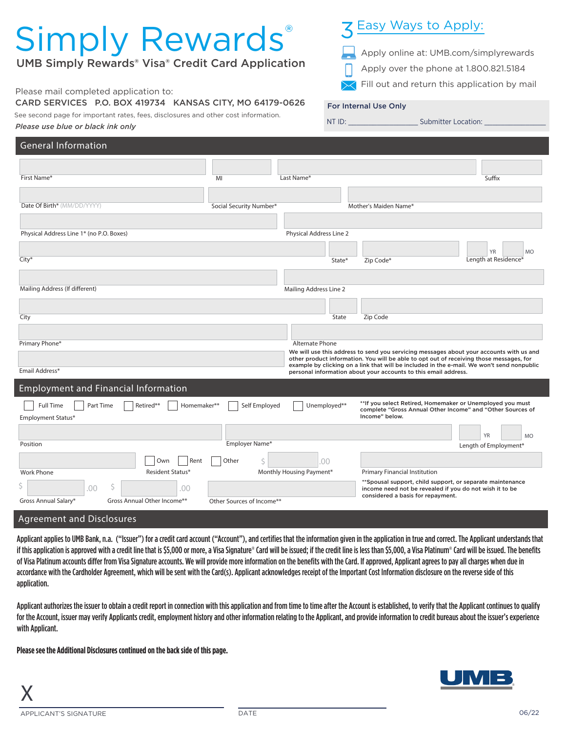# Simply Rewards®

## UMB Simply Rewards® Visa® Credit Card Application

Please mail completed application to:
**CARD SERVICES P.O. BOX 419734 KANSAS CITY, MO 64179-0626**

See second page for important rates, fees, disclosures and other cost information.

*Please use blue or black ink only*

## 3 Easy Ways to Apply:

- Apply online at: UMB.com/simplyrewards
- Apply over the phone at 1.800.821.5184
- Fill out and return this application by mail

**For Internal Use Only**

NT ID: ________________ Submitter Location: ________________

## General Information

First Name* | MI | Last Name* | Suffix

Date Of Birth* (MM/DD/YYYY) | Social Security Number* | Mother's Maiden Name*

Physical Address Line 1* (no P.O. Boxes) | Physical Address Line 2

City* | State* | Zip Code* | Length at Residence* YR MO

Mailing Address (If different) | Mailing Address Line 2

City | State | Zip Code

Primary Phone* | Alternate Phone

Email Address*

We will use this address to send you servicing messages about your accounts with us and other product information. You will be able to opt out of receiving those messages, for example by clicking on a link that will be included in the e-mail. We won't send nonpublic personal information about your accounts to this email address.

## Employment and Financial Information

Employment Status*: ☐ Full Time ☐ Part Time ☐ Retired** ☐ Homemaker** ☐ Self Employed ☐ Unemployed**

**If you select Retired, Homemaker or Unemployed you must complete "Gross Annual Other Income" and "Other Sources of Income" below.

Position | Employer Name* | Length of Employment* YR MO

Work Phone | Resident Status*: ☐ Own ☐ Rent ☐ Other | Monthly Housing Payment* $ .00 | Primary Financial Institution

Gross Annual Salary* $ .00 | Gross Annual Other Income** $ .00 | Other Sources of Income**

**Spousal support, child support, or separate maintenance income need not be revealed if you do not wish it to be considered a basis for repayment.

## Agreement and Disclosures

**Applicant applies to UMB Bank, n.a. ("Issuer") for a credit card account ("Account"), and certifies that the information given in the application in true and correct. The Applicant understands that if this application is approved with a credit line that is $5,000 or more, a Visa Signature® Card will be issued; if the credit line is less than $5,000, a Visa Platinum® Card will be issued. The benefits of Visa Platinum accounts differ from Visa Signature accounts. We will provide more information on the benefits with the Card. If approved, Applicant agrees to pay all charges when due in accordance with the Cardholder Agreement, which will be sent with the Card(s). Applicant acknowledges receipt of the Important Cost Information disclosure on the reverse side of this application.**

**Applicant authorizes the issuer to obtain a credit report in connection with this application and from time to time after the Account is established, to verify that the Applicant continues to qualify for the Account, issuer may verify Applicants credit, employment history and other information relating to the Applicant, and provide information to credit bureaus about the issuer's experience with Applicant.**

**Please see the Additional Disclosures continued on the back side of this page.**

X ________________________ ________________
APPLICANT'S SIGNATURE DATE

UMB

06/22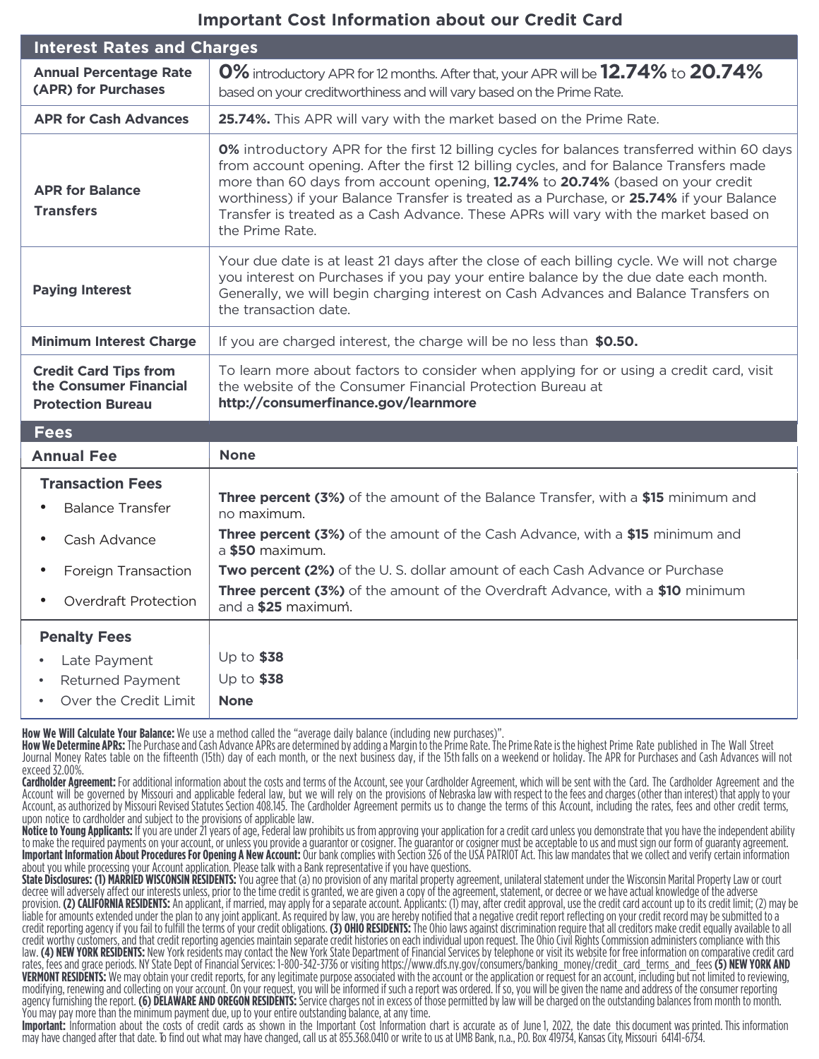# Important Cost Information about our Credit Card

| Interest Rates and Charges | |
|---|---|
| **Annual Percentage Rate (APR) for Purchases** | **0%** introductory APR for 12 months. After that, your APR will be **12.74%** to **20.74%** based on your creditworthiness and will vary based on the Prime Rate. |
| **APR for Cash Advances** | **25.74%.** This APR will vary with the market based on the Prime Rate. |
| **APR for Balance Transfers** | **0%** introductory APR for the first 12 billing cycles for balances transferred within 60 days from account opening. After the first 12 billing cycles, and for Balance Transfers made more than 60 days from account opening, **12.74%** to **20.74%** (based on your credit worthiness) if your Balance Transfer is treated as a Purchase, or **25.74%** if your Balance Transfer is treated as a Cash Advance. These APRs will vary with the market based on the Prime Rate. |
| **Paying Interest** | Your due date is at least 21 days after the close of each billing cycle. We will not charge you interest on Purchases if you pay your entire balance by the due date each month. Generally, we will begin charging interest on Cash Advances and Balance Transfers on the transaction date. |
| **Minimum Interest Charge** | If you are charged interest, the charge will be no less than **$0.50.** |
| **Credit Card Tips from the Consumer Financial Protection Bureau** | To learn more about factors to consider when applying for or using a credit card, visit the website of the Consumer Financial Protection Bureau at **http://consumerfinance.gov/learnmore** |
| **Fees** | |
| **Annual Fee** | **None** |
| **Transaction Fees** | |
| • Balance Transfer | **Three percent (3%)** of the amount of the Balance Transfer, with a **$15** minimum and no maximum. |
| • Cash Advance | **Three percent (3%)** of the amount of the Cash Advance, with a **$15** minimum and a **$50** maximum. |
| • Foreign Transaction | **Two percent (2%)** of the U. S. dollar amount of each Cash Advance or Purchase |
| • Overdraft Protection | **Three percent (3%)** of the amount of the Overdraft Advance, with a **$10** minimum and a **$25** maximum. |
| **Penalty Fees** | |
| • Late Payment | Up to **$38** |
| • Returned Payment | Up to **$38** |
| • Over the Credit Limit | **None** |

**How We Will Calculate Your Balance:** We use a method called the "average daily balance (including new purchases)".

**How We Determine APRs:** The Purchase and Cash Advance APRs are determined by adding a Margin to the Prime Rate. The Prime Rate is the highest Prime Rate published in The Wall Street Journal Money Rates table on the fifteenth (15th) day of each month, or the next business day, if the 15th falls on a weekend or holiday. The APR for Purchases and Cash Advances will not exceed 32.00%.

**Cardholder Agreement:** For additional information about the costs and terms of the Account, see your Cardholder Agreement, which will be sent with the Card. The Cardholder Agreement and the Account will be governed by Missouri and applicable federal law, but we will rely on the provisions of Nebraska law with respect to the fees and charges (other than interest) that apply to your Account, as authorized by Missouri Revised Statutes Section 408.145. The Cardholder Agreement permits us to change the terms of this Account, including the rates, fees and other credit terms, upon notice to cardholder and subject to the provisions of applicable law.

**Notice to Young Applicants:** If you are under 21 years of age, Federal law prohibits us from approving your application for a credit card unless you demonstrate that you have the independent ability to make the required payments on your account, or unless you provide a guarantor or cosigner. The guarantor or cosigner must be acceptable to us and must sign our form of guaranty agreement.

**Important Information About Procedures For Opening A New Account:** Our bank complies with Section 326 of the USA PATRIOT Act. This law mandates that we collect and verify certain information about you while processing your Account application. Please talk with a Bank representative if you have questions.

**State Disclosures: (1) MARRIED WISCONSIN RESIDENTS:** You agree that (a) no provision of any marital property agreement, unilateral statement under the Wisconsin Marital Property Law or court decree will adversely affect our interests unless, prior to the time credit is granted, we are given a copy of the agreement, statement, or decree or we have actual knowledge of the adverse provision. **(2) CALIFORNIA RESIDENTS:** An applicant, if married, may apply for a separate account. Applicants: (1) may, after credit approval, use the credit card account up to its credit limit; (2) may be liable for amounts extended under the plan to any joint applicant. As required by law, you are hereby notified that a negative credit report reflecting on your credit record may be submitted to a credit reporting agency if you fail to fulfill the terms of your credit obligations. **(3) OHIO RESIDENTS:** The Ohio laws against discrimination require that all creditors make credit equally available to all credit worthy customers, and that credit reporting agencies maintain separate credit histories on each individual upon request. The Ohio Civil Rights Commission administers compliance with this law. **(4) NEW YORK RESIDENTS:** New York residents may contact the New York State Department of Financial Services by telephone or visit its website for free information on comparative credit card rates, fees and grace periods. NY State Dept of Financial Services: 1-800-342-3736 or visiting https://www.dfs.ny.gov/consumers/banking_money/credit_card_terms_and_fees **(5) NEW YORK AND VERMONT RESIDENTS:** We may obtain your credit reports, for any legitimate purpose associated with the account or the application or request for an account, including but not limited to reviewing, modifying, renewing and collecting on your account. On your request, you will be informed if such a report was ordered. If so, you will be given the name and address of the consumer reporting agency furnishing the report. **(6) DELAWARE AND OREGON RESIDENTS:** Service charges not in excess of those permitted by law will be charged on the outstanding balances from month to month. You may pay more than the minimum payment due, up to your entire outstanding balance, at any time.

**Important:** Information about the costs of credit cards as shown in the Important Cost Information chart is accurate as of June 1, 2022, the date this document was printed. This information may have changed after that date. To find out what may have changed, call us at 855.368.0410 or write to us at UMB Bank, n.a., P.O. Box 419734, Kansas City, Missouri 64141-6734.